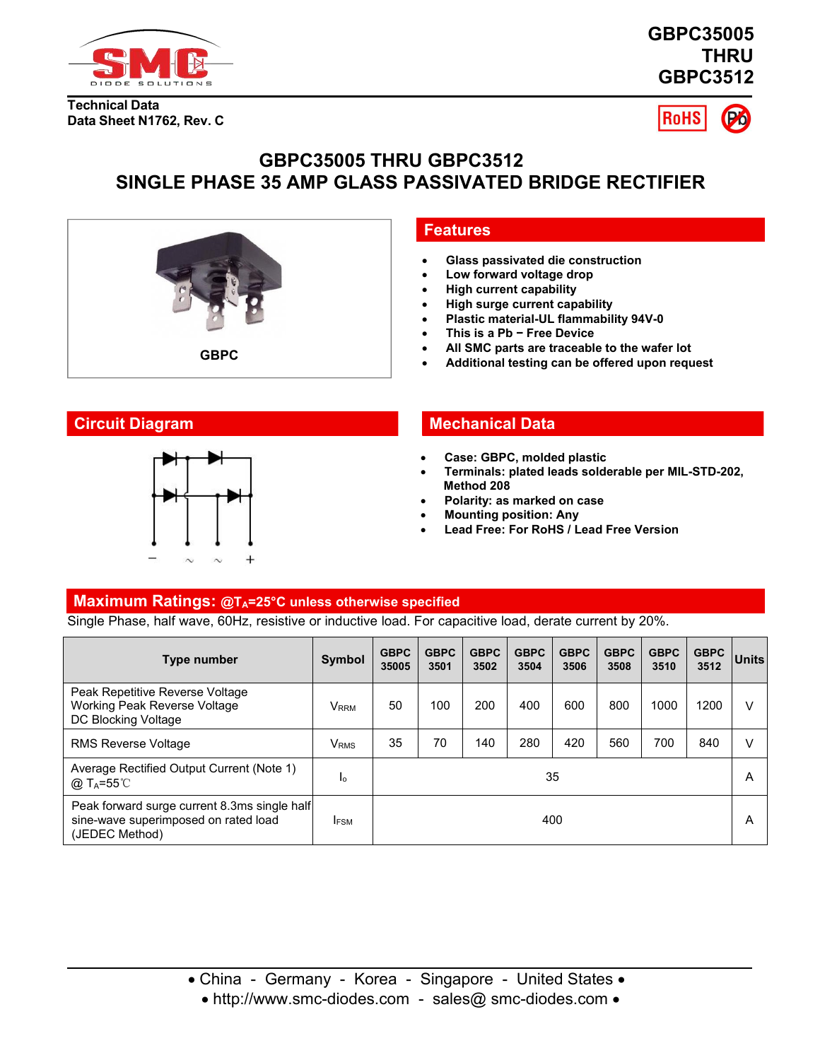# GBPC35005 THRU GBPC3512

Technical Data
Data Sheet N1762, Rev. C

RoHS

## GBPC35005 THRU GBPC3512
## SINGLE PHASE 35 AMP GLASS PASSIVATED BRIDGE RECTIFIER

GBPC

## Features

- Glass passivated die construction
- Low forward voltage drop
- High current capability
- High surge current capability
- Plastic material-UL flammability 94V-0
- This is a Pb − Free Device
- All SMC parts are traceable to the wafer lot
- Additional testing can be offered upon request

## Circuit Diagram

− ~ ~ +

## Mechanical Data

- Case: GBPC, molded plastic
- Terminals: plated leads solderable per MIL-STD-202, Method 208
- Polarity: as marked on case
- Mounting position: Any
- Lead Free: For RoHS / Lead Free Version

## Maximum Ratings: @$T_A$=25°C unless otherwise specified

Single Phase, half wave, 60Hz, resistive or inductive load. For capacitive load, derate current by 20%.

| Type number | Symbol | GBPC 35005 | GBPC 3501 | GBPC 3502 | GBPC 3504 | GBPC 3506 | GBPC 3508 | GBPC 3510 | GBPC 3512 | Units |
|---|---|---|---|---|---|---|---|---|---|---|
| Peak Repetitive Reverse Voltage<br>Working Peak Reverse Voltage<br>DC Blocking Voltage | $V_{RRM}$ | 50 | 100 | 200 | 400 | 600 | 800 | 1000 | 1200 | V |
| RMS Reverse Voltage | $V_{RMS}$ | 35 | 70 | 140 | 280 | 420 | 560 | 700 | 840 | V |
| Average Rectified Output Current (Note 1) @ $T_A$=55℃ | $I_o$ | 35 | | | | | | | | A |
| Peak forward surge current 8.3ms single half sine-wave superimposed on rated load (JEDEC Method) | $I_{FSM}$ | 400 | | | | | | | | A |

• China - Germany - Korea - Singapore - United States •
• http://www.smc-diodes.com - sales@ smc-diodes.com •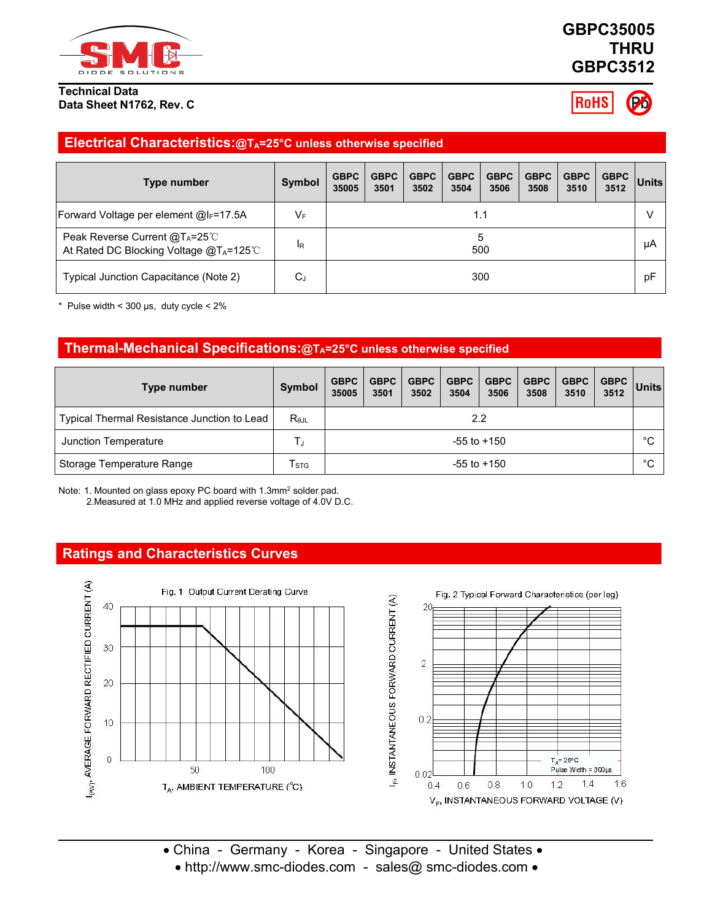# GBPC35005 THRU GBPC3512

**Technical Data**
**Data Sheet N1762, Rev. C**

RoHS

## Electrical Characteristics:@$T_A$=25°C unless otherwise specified

| Type number | Symbol | GBPC 35005 | GBPC 3501 | GBPC 3502 | GBPC 3504 | GBPC 3506 | GBPC 3508 | GBPC 3510 | GBPC 3512 | Units |
|---|---|---|---|---|---|---|---|---|---|---|
| Forward Voltage per element @$I_F$=17.5A | $V_F$ | 1.1 | | | | | | | | V |
| Peak Reverse Current @$T_A$=25℃<br>At Rated DC Blocking Voltage @$T_A$=125℃ | $I_R$ | 5<br>500 | | | | | | | | μA |
| Typical Junction Capacitance (Note 2) | $C_J$ | 300 | | | | | | | | pF |

* Pulse width < 300 μs, duty cycle < 2%

## Thermal-Mechanical Specifications:@$T_A$=25°C unless otherwise specified

| Type number | Symbol | GBPC 35005 | GBPC 3501 | GBPC 3502 | GBPC 3504 | GBPC 3506 | GBPC 3508 | GBPC 3510 | GBPC 3512 | Units |
|---|---|---|---|---|---|---|---|---|---|---|
| Typical Thermal Resistance Junction to Lead | $R_{\theta JL}$ | 2.2 | | | | | | | | |
| Junction Temperature | $T_J$ | -55 to +150 | | | | | | | | °C |
| Storage Temperature Range | $T_{STG}$ | -55 to +150 | | | | | | | | °C |

Note: 1. Mounted on glass epoxy PC board with 1.3mm² solder pad.
2.Measured at 1.0 MHz and applied reverse voltage of 4.0V D.C.

## Ratings and Characteristics Curves

Fig. 1 Output Current Derating Curve

Fig. 2 Typical Forward Characteristics (per leg)

• China - Germany - Korea - Singapore - United States •
• http://www.smc-diodes.com - sales@ smc-diodes.com •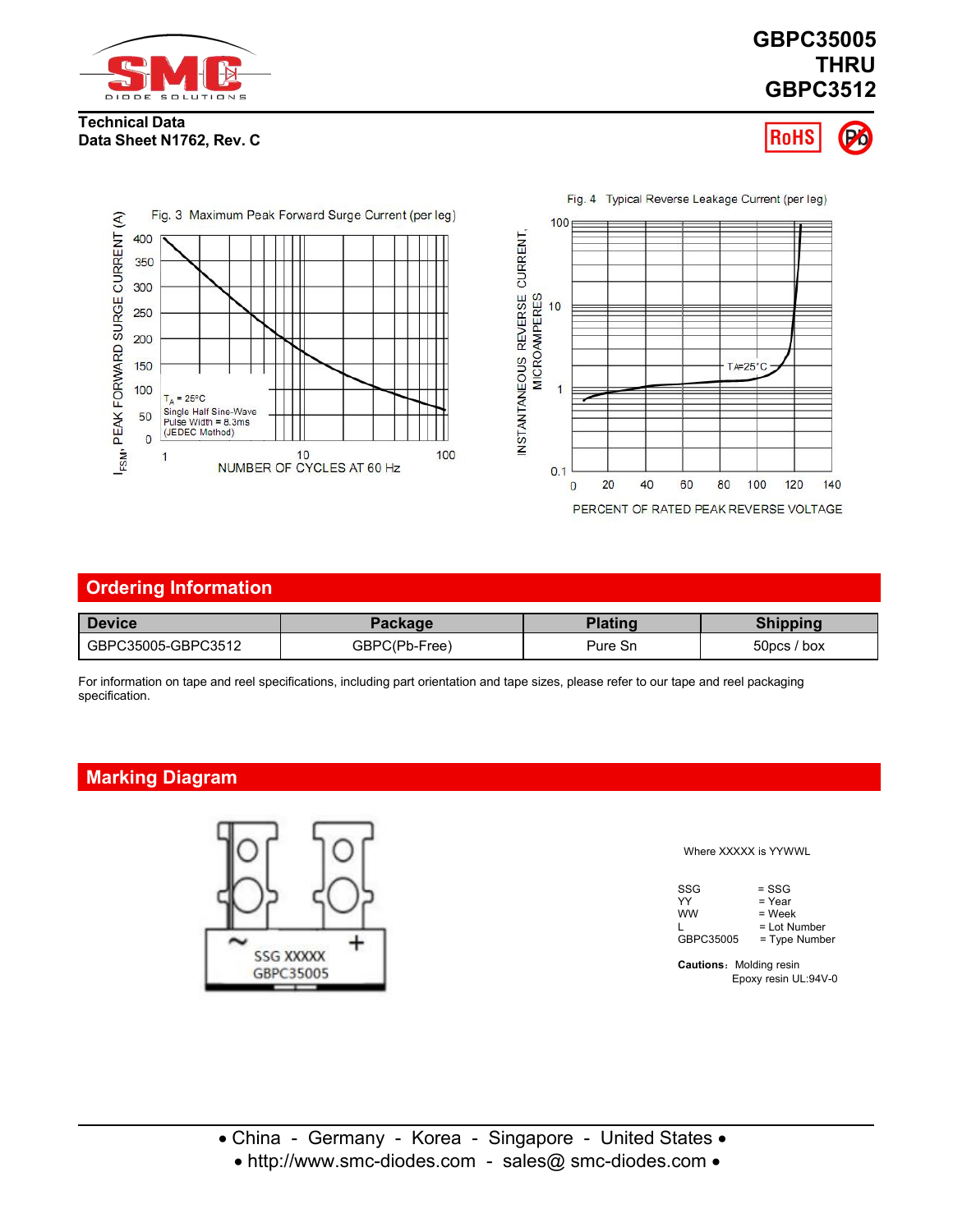# GBPC35005 THRU GBPC3512

**Technical Data**
**Data Sheet N1762, Rev. C**

Fig. 3 Maximum Peak Forward Surge Current (per leg)

Fig. 4 Typical Reverse Leakage Current (per leg)

## Ordering Information

| Device | Package | Plating | Shipping |
|---|---|---|---|
| GBPC35005-GBPC3512 | GBPC(Pb-Free) | Pure Sn | 50pcs / box |

For information on tape and reel specifications, including part orientation and tape sizes, please refer to our tape and reel packaging specification.

## Marking Diagram

Where XXXXX is YYWWL

| | |
|---|---|
| SSG | = SSG |
| YY | = Year |
| WW | = Week |
| L | = Lot Number |
| GBPC35005 | = Type Number |

**Cautions**: Molding resin
Epoxy resin UL:94V-0

• China - Germany - Korea - Singapore - United States •
• http://www.smc-diodes.com - sales@ smc-diodes.com •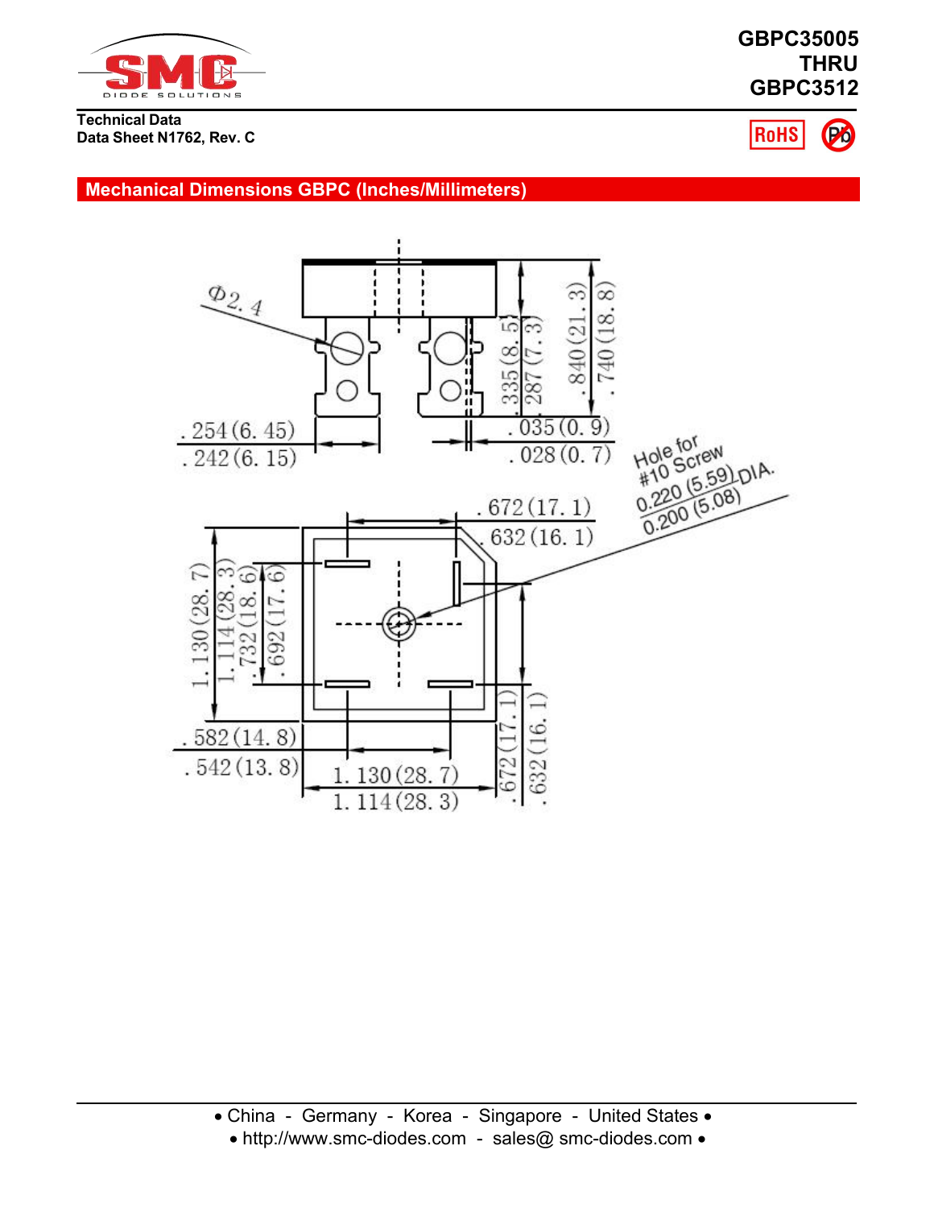# GBPC35005 THRU GBPC3512

**Technical Data**
**Data Sheet N1762, Rev. C**

## Mechanical Dimensions GBPC (Inches/Millimeters)

Φ2.4

.335(8.5)
.287(7.3)
.840(21.3)
.740(18.8)
.254(6.45)
.242(6.15)
.035(0.9)
.028(0.7)

Hole for #10 Screw
0.220 (5.59) DIA.
0.200 (5.08)

.672(17.1)
.632(16.1)
1.130(28.7)
1.114(28.3)
.732(18.6)
.692(17.6)
.582(14.8)
.542(13.8)
1.130(28.7)
1.114(28.3)
.672(17.1)
.632(16.1)

• China - Germany - Korea - Singapore - United States •
• http://www.smc-diodes.com - sales@ smc-diodes.com •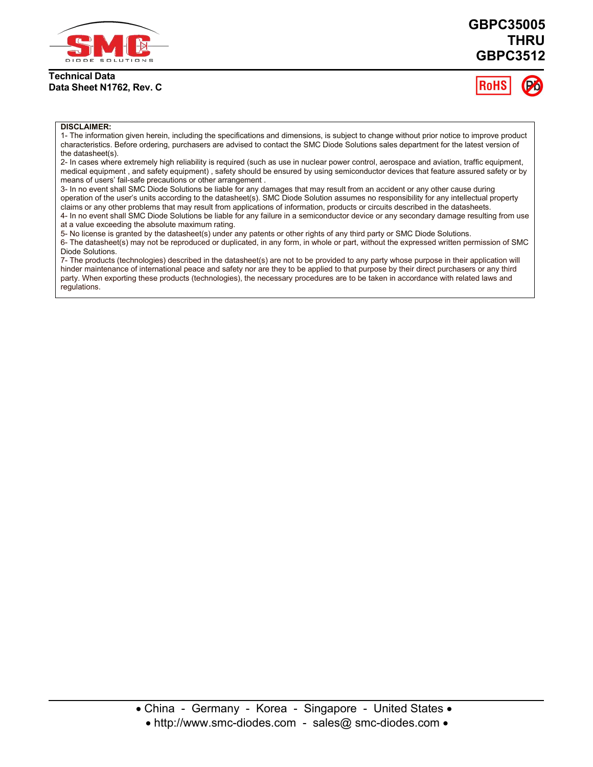**DISCLAIMER:**

1- The information given herein, including the specifications and dimensions, is subject to change without prior notice to improve product characteristics. Before ordering, purchasers are advised to contact the SMC Diode Solutions sales department for the latest version of the datasheet(s).

2- In cases where extremely high reliability is required (such as use in nuclear power control, aerospace and aviation, traffic equipment, medical equipment , and safety equipment) , safety should be ensured by using semiconductor devices that feature assured safety or by means of users' fail-safe precautions or other arrangement .

3- In no event shall SMC Diode Solutions be liable for any damages that may result from an accident or any other cause during operation of the user's units according to the datasheet(s). SMC Diode Solution assumes no responsibility for any intellectual property claims or any other problems that may result from applications of information, products or circuits described in the datasheets.

4- In no event shall SMC Diode Solutions be liable for any failure in a semiconductor device or any secondary damage resulting from use at a value exceeding the absolute maximum rating.

5- No license is granted by the datasheet(s) under any patents or other rights of any third party or SMC Diode Solutions.

6- The datasheet(s) may not be reproduced or duplicated, in any form, in whole or part, without the expressed written permission of SMC Diode Solutions.

7- The products (technologies) described in the datasheet(s) are not to be provided to any party whose purpose in their application will hinder maintenance of international peace and safety nor are they to be applied to that purpose by their direct purchasers or any third party. When exporting these products (technologies), the necessary procedures are to be taken in accordance with related laws and regulations.